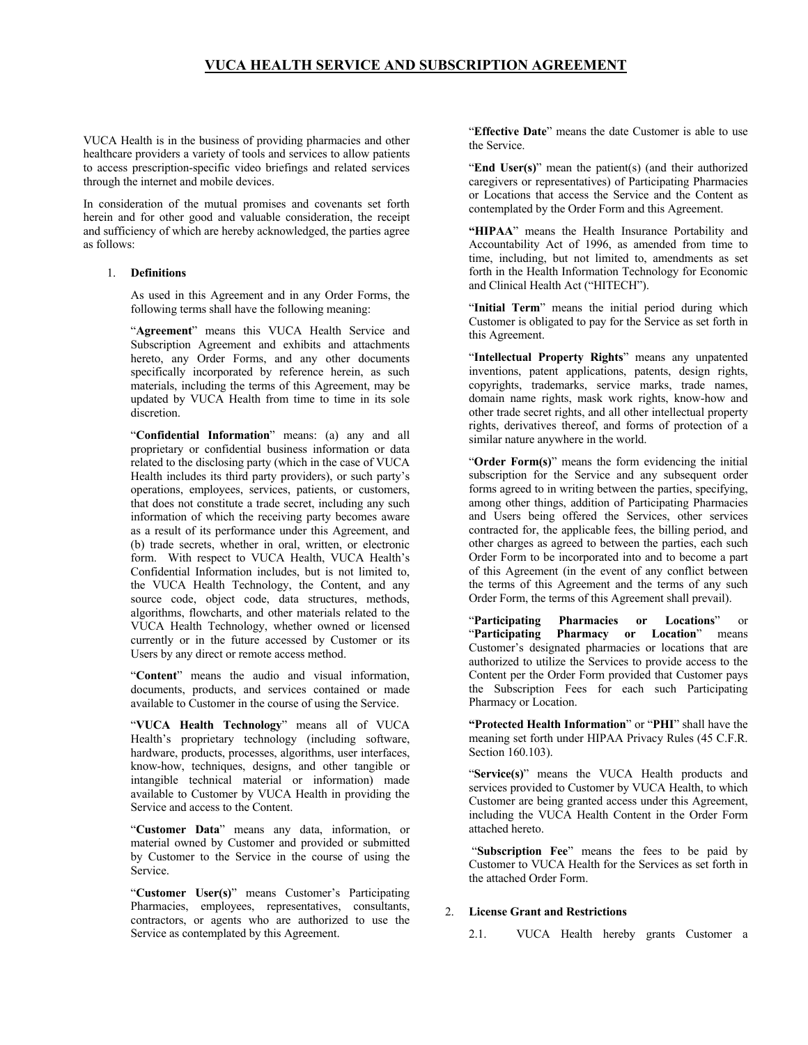# VUCA HEALTH SERVICE AND SUBSCRIPTION AGREEMENT

VUCA Health is in the business of providing pharmacies and other healthcare providers a variety of tools and services to allow patients to access prescription-specific video briefings and related services through the internet and mobile devices.

In consideration of the mutual promises and covenants set forth herein and for other good and valuable consideration, the receipt and sufficiency of which are hereby acknowledged, the parties agree as follows:

1. **Definitions**

   As used in this Agreement and in any Order Forms, the following terms shall have the following meaning:

   "**Agreement**" means this VUCA Health Service and Subscription Agreement and exhibits and attachments hereto, any Order Forms, and any other documents specifically incorporated by reference herein, as such materials, including the terms of this Agreement, may be updated by VUCA Health from time to time in its sole discretion.

   "**Confidential Information**" means: (a) any and all proprietary or confidential business information or data related to the disclosing party (which in the case of VUCA Health includes its third party providers), or such party's operations, employees, services, patients, or customers, that does not constitute a trade secret, including any such information of which the receiving party becomes aware as a result of its performance under this Agreement, and (b) trade secrets, whether in oral, written, or electronic form. With respect to VUCA Health, VUCA Health's Confidential Information includes, but is not limited to, the VUCA Health Technology, the Content, and any source code, object code, data structures, methods, algorithms, flowcharts, and other materials related to the VUCA Health Technology, whether owned or licensed currently or in the future accessed by Customer or its Users by any direct or remote access method.

   "**Content**" means the audio and visual information, documents, products, and services contained or made available to Customer in the course of using the Service.

   "**VUCA Health Technology**" means all of VUCA Health's proprietary technology (including software, hardware, products, processes, algorithms, user interfaces, know-how, techniques, designs, and other tangible or intangible technical material or information) made available to Customer by VUCA Health in providing the Service and access to the Content.

   "**Customer Data**" means any data, information, or material owned by Customer and provided or submitted by Customer to the Service in the course of using the Service.

   "**Customer User(s)**" means Customer's Participating Pharmacies, employees, representatives, consultants, contractors, or agents who are authorized to use the Service as contemplated by this Agreement.

   "**Effective Date**" means the date Customer is able to use the Service.

   "**End User(s)**" mean the patient(s) (and their authorized caregivers or representatives) of Participating Pharmacies or Locations that access the Service and the Content as contemplated by the Order Form and this Agreement.

   **"HIPAA**" means the Health Insurance Portability and Accountability Act of 1996, as amended from time to time, including, but not limited to, amendments as set forth in the Health Information Technology for Economic and Clinical Health Act ("HITECH").

   "**Initial Term**" means the initial period during which Customer is obligated to pay for the Service as set forth in this Agreement.

   "**Intellectual Property Rights**" means any unpatented inventions, patent applications, patents, design rights, copyrights, trademarks, service marks, trade names, domain name rights, mask work rights, know-how and other trade secret rights, and all other intellectual property rights, derivatives thereof, and forms of protection of a similar nature anywhere in the world.

   "**Order Form(s)**" means the form evidencing the initial subscription for the Service and any subsequent order forms agreed to in writing between the parties, specifying, among other things, addition of Participating Pharmacies and Users being offered the Services, other services contracted for, the applicable fees, the billing period, and other charges as agreed to between the parties, each such Order Form to be incorporated into and to become a part of this Agreement (in the event of any conflict between the terms of this Agreement and the terms of any such Order Form, the terms of this Agreement shall prevail).

   "**Participating Pharmacies or Locations**" or "**Participating Pharmacy or Location**" means Customer's designated pharmacies or locations that are authorized to utilize the Services to provide access to the Content per the Order Form provided that Customer pays the Subscription Fees for each such Participating Pharmacy or Location.

   **"Protected Health Information**" or "**PHI**" shall have the meaning set forth under HIPAA Privacy Rules (45 C.F.R. Section 160.103).

   "**Service(s)**" means the VUCA Health products and services provided to Customer by VUCA Health, to which Customer are being granted access under this Agreement, including the VUCA Health Content in the Order Form attached hereto.

   "**Subscription Fee**" means the fees to be paid by Customer to VUCA Health for the Services as set forth in the attached Order Form.

2. **License Grant and Restrictions**

   2.1. VUCA Health hereby grants Customer a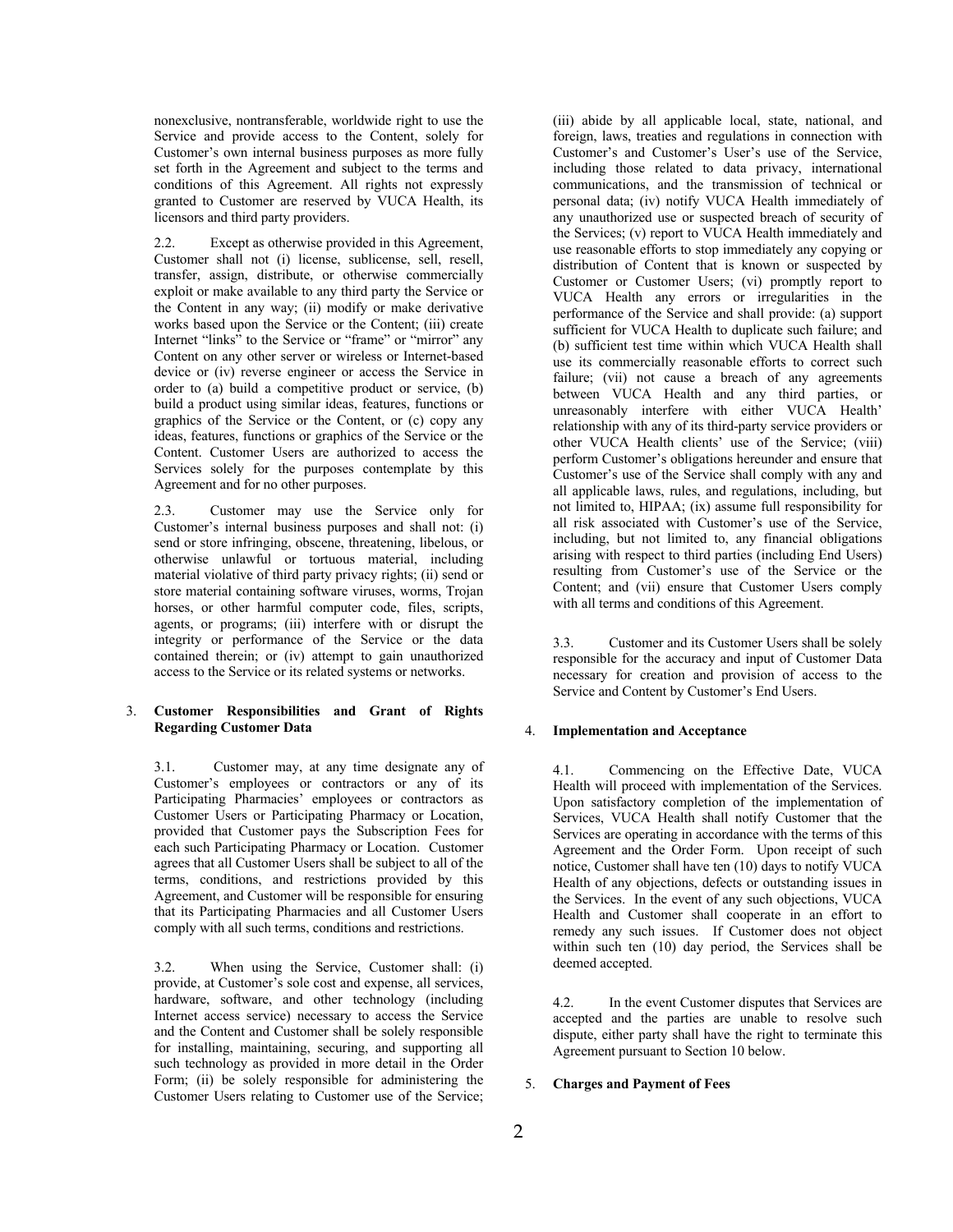nonexclusive, nontransferable, worldwide right to use the Service and provide access to the Content, solely for Customer's own internal business purposes as more fully set forth in the Agreement and subject to the terms and conditions of this Agreement. All rights not expressly granted to Customer are reserved by VUCA Health, its licensors and third party providers.

2.2. Except as otherwise provided in this Agreement, Customer shall not (i) license, sublicense, sell, resell, transfer, assign, distribute, or otherwise commercially exploit or make available to any third party the Service or the Content in any way; (ii) modify or make derivative works based upon the Service or the Content; (iii) create Internet "links" to the Service or "frame" or "mirror" any Content on any other server or wireless or Internet-based device or (iv) reverse engineer or access the Service in order to (a) build a competitive product or service, (b) build a product using similar ideas, features, functions or graphics of the Service or the Content, or (c) copy any ideas, features, functions or graphics of the Service or the Content. Customer Users are authorized to access the Services solely for the purposes contemplate by this Agreement and for no other purposes.

2.3. Customer may use the Service only for Customer's internal business purposes and shall not: (i) send or store infringing, obscene, threatening, libelous, or otherwise unlawful or tortuous material, including material violative of third party privacy rights; (ii) send or store material containing software viruses, worms, Trojan horses, or other harmful computer code, files, scripts, agents, or programs; (iii) interfere with or disrupt the integrity or performance of the Service or the data contained therein; or (iv) attempt to gain unauthorized access to the Service or its related systems or networks.

## 3. Customer Responsibilities and Grant of Rights Regarding Customer Data

3.1. Customer may, at any time designate any of Customer's employees or contractors or any of its Participating Pharmacies' employees or contractors as Customer Users or Participating Pharmacy or Location, provided that Customer pays the Subscription Fees for each such Participating Pharmacy or Location. Customer agrees that all Customer Users shall be subject to all of the terms, conditions, and restrictions provided by this Agreement, and Customer will be responsible for ensuring that its Participating Pharmacies and all Customer Users comply with all such terms, conditions and restrictions.

3.2. When using the Service, Customer shall: (i) provide, at Customer's sole cost and expense, all services, hardware, software, and other technology (including Internet access service) necessary to access the Service and the Content and Customer shall be solely responsible for installing, maintaining, securing, and supporting all such technology as provided in more detail in the Order Form; (ii) be solely responsible for administering the Customer Users relating to Customer use of the Service; (iii) abide by all applicable local, state, national, and foreign, laws, treaties and regulations in connection with Customer's and Customer's User's use of the Service, including those related to data privacy, international communications, and the transmission of technical or personal data; (iv) notify VUCA Health immediately of any unauthorized use or suspected breach of security of the Services; (v) report to VUCA Health immediately and use reasonable efforts to stop immediately any copying or distribution of Content that is known or suspected by Customer or Customer Users; (vi) promptly report to VUCA Health any errors or irregularities in the performance of the Service and shall provide: (a) support sufficient for VUCA Health to duplicate such failure; and (b) sufficient test time within which VUCA Health shall use its commercially reasonable efforts to correct such failure; (vii) not cause a breach of any agreements between VUCA Health and any third parties, or unreasonably interfere with either VUCA Health' relationship with any of its third-party service providers or other VUCA Health clients' use of the Service; (viii) perform Customer's obligations hereunder and ensure that Customer's use of the Service shall comply with any and all applicable laws, rules, and regulations, including, but not limited to, HIPAA; (ix) assume full responsibility for all risk associated with Customer's use of the Service, including, but not limited to, any financial obligations arising with respect to third parties (including End Users) resulting from Customer's use of the Service or the Content; and (vii) ensure that Customer Users comply with all terms and conditions of this Agreement.

3.3. Customer and its Customer Users shall be solely responsible for the accuracy and input of Customer Data necessary for creation and provision of access to the Service and Content by Customer's End Users.

## 4. Implementation and Acceptance

4.1. Commencing on the Effective Date, VUCA Health will proceed with implementation of the Services. Upon satisfactory completion of the implementation of Services, VUCA Health shall notify Customer that the Services are operating in accordance with the terms of this Agreement and the Order Form. Upon receipt of such notice, Customer shall have ten (10) days to notify VUCA Health of any objections, defects or outstanding issues in the Services. In the event of any such objections, VUCA Health and Customer shall cooperate in an effort to remedy any such issues. If Customer does not object within such ten (10) day period, the Services shall be deemed accepted.

4.2. In the event Customer disputes that Services are accepted and the parties are unable to resolve such dispute, either party shall have the right to terminate this Agreement pursuant to Section 10 below.

## 5. Charges and Payment of Fees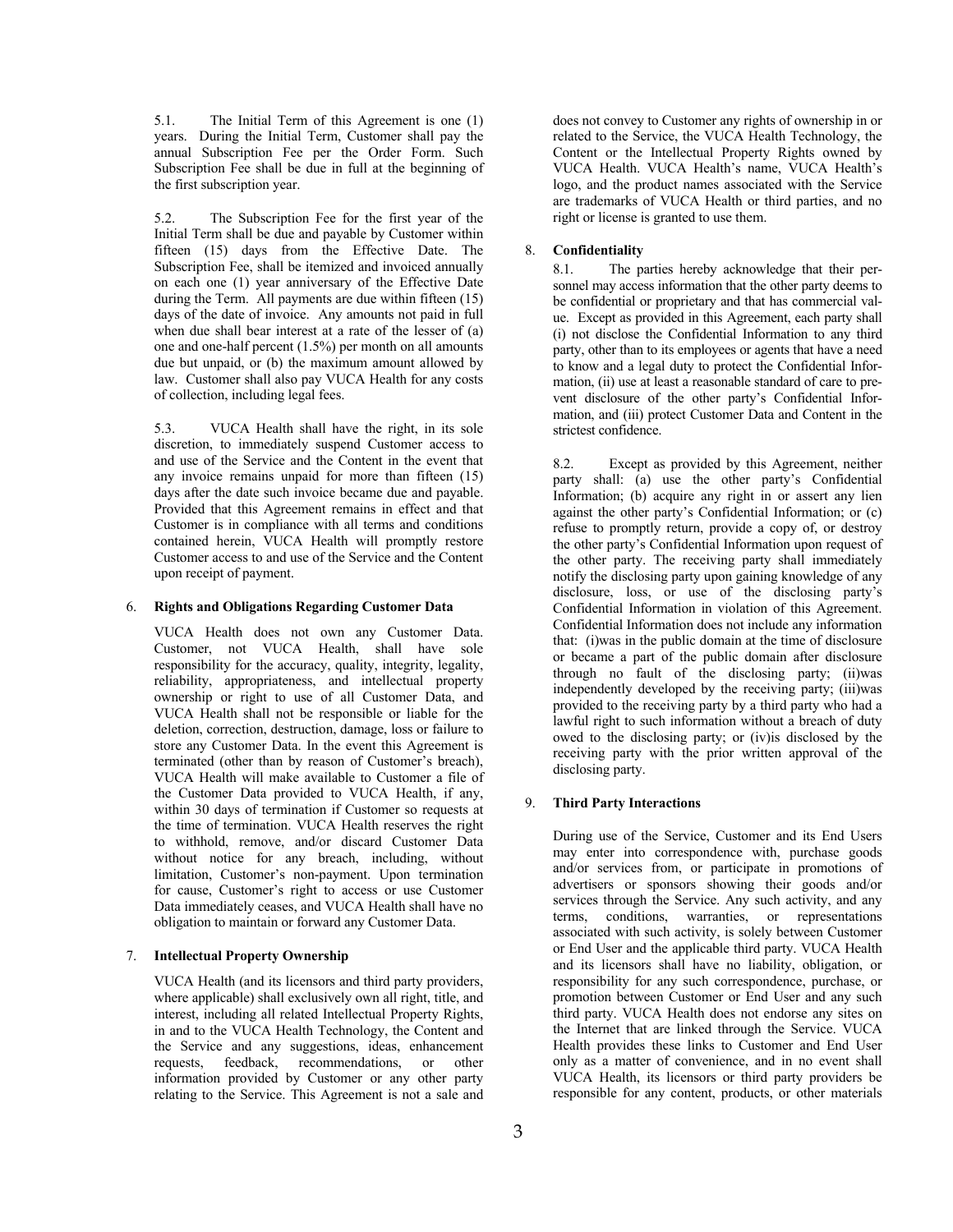5.1. The Initial Term of this Agreement is one (1) years. During the Initial Term, Customer shall pay the annual Subscription Fee per the Order Form. Such Subscription Fee shall be due in full at the beginning of the first subscription year.

5.2. The Subscription Fee for the first year of the Initial Term shall be due and payable by Customer within fifteen (15) days from the Effective Date. The Subscription Fee, shall be itemized and invoiced annually on each one (1) year anniversary of the Effective Date during the Term. All payments are due within fifteen (15) days of the date of invoice. Any amounts not paid in full when due shall bear interest at a rate of the lesser of (a) one and one-half percent (1.5%) per month on all amounts due but unpaid, or (b) the maximum amount allowed by law. Customer shall also pay VUCA Health for any costs of collection, including legal fees.

5.3. VUCA Health shall have the right, in its sole discretion, to immediately suspend Customer access to and use of the Service and the Content in the event that any invoice remains unpaid for more than fifteen (15) days after the date such invoice became due and payable. Provided that this Agreement remains in effect and that Customer is in compliance with all terms and conditions contained herein, VUCA Health will promptly restore Customer access to and use of the Service and the Content upon receipt of payment.

## 6. Rights and Obligations Regarding Customer Data

VUCA Health does not own any Customer Data. Customer, not VUCA Health, shall have sole responsibility for the accuracy, quality, integrity, legality, reliability, appropriateness, and intellectual property ownership or right to use of all Customer Data, and VUCA Health shall not be responsible or liable for the deletion, correction, destruction, damage, loss or failure to store any Customer Data. In the event this Agreement is terminated (other than by reason of Customer's breach), VUCA Health will make available to Customer a file of the Customer Data provided to VUCA Health, if any, within 30 days of termination if Customer so requests at the time of termination. VUCA Health reserves the right to withhold, remove, and/or discard Customer Data without notice for any breach, including, without limitation, Customer's non-payment. Upon termination for cause, Customer's right to access or use Customer Data immediately ceases, and VUCA Health shall have no obligation to maintain or forward any Customer Data.

## 7. Intellectual Property Ownership

VUCA Health (and its licensors and third party providers, where applicable) shall exclusively own all right, title, and interest, including all related Intellectual Property Rights, in and to the VUCA Health Technology, the Content and the Service and any suggestions, ideas, enhancement requests, feedback, recommendations, or other information provided by Customer or any other party relating to the Service. This Agreement is not a sale and does not convey to Customer any rights of ownership in or related to the Service, the VUCA Health Technology, the Content or the Intellectual Property Rights owned by VUCA Health. VUCA Health's name, VUCA Health's logo, and the product names associated with the Service are trademarks of VUCA Health or third parties, and no right or license is granted to use them.

## 8. Confidentiality

8.1. The parties hereby acknowledge that their personnel may access information that the other party deems to be confidential or proprietary and that has commercial value. Except as provided in this Agreement, each party shall (i) not disclose the Confidential Information to any third party, other than to its employees or agents that have a need to know and a legal duty to protect the Confidential Information, (ii) use at least a reasonable standard of care to prevent disclosure of the other party's Confidential Information, and (iii) protect Customer Data and Content in the strictest confidence.

8.2. Except as provided by this Agreement, neither party shall: (a) use the other party's Confidential Information; (b) acquire any right in or assert any lien against the other party's Confidential Information; or (c) refuse to promptly return, provide a copy of, or destroy the other party's Confidential Information upon request of the other party. The receiving party shall immediately notify the disclosing party upon gaining knowledge of any disclosure, loss, or use of the disclosing party's Confidential Information in violation of this Agreement. Confidential Information does not include any information that: (i)was in the public domain at the time of disclosure or became a part of the public domain after disclosure through no fault of the disclosing party; (ii)was independently developed by the receiving party; (iii)was provided to the receiving party by a third party who had a lawful right to such information without a breach of duty owed to the disclosing party; or (iv)is disclosed by the receiving party with the prior written approval of the disclosing party.

## 9. Third Party Interactions

During use of the Service, Customer and its End Users may enter into correspondence with, purchase goods and/or services from, or participate in promotions of advertisers or sponsors showing their goods and/or services through the Service. Any such activity, and any terms, conditions, warranties, or representations associated with such activity, is solely between Customer or End User and the applicable third party. VUCA Health and its licensors shall have no liability, obligation, or responsibility for any such correspondence, purchase, or promotion between Customer or End User and any such third party. VUCA Health does not endorse any sites on the Internet that are linked through the Service. VUCA Health provides these links to Customer and End User only as a matter of convenience, and in no event shall VUCA Health, its licensors or third party providers be responsible for any content, products, or other materials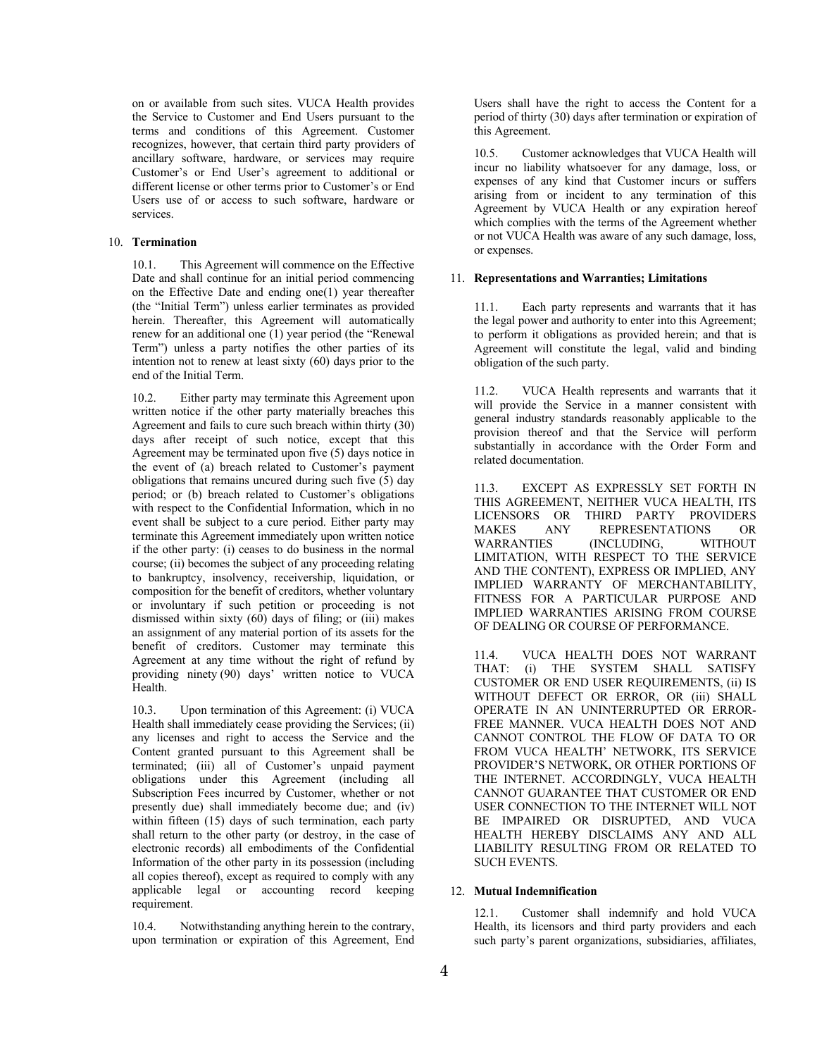on or available from such sites. VUCA Health provides the Service to Customer and End Users pursuant to the terms and conditions of this Agreement. Customer recognizes, however, that certain third party providers of ancillary software, hardware, or services may require Customer's or End User's agreement to additional or different license or other terms prior to Customer's or End Users use of or access to such software, hardware or services.

10. **Termination**

10.1. This Agreement will commence on the Effective Date and shall continue for an initial period commencing on the Effective Date and ending one(1) year thereafter (the "Initial Term") unless earlier terminates as provided herein. Thereafter, this Agreement will automatically renew for an additional one (1) year period (the "Renewal Term") unless a party notifies the other parties of its intention not to renew at least sixty (60) days prior to the end of the Initial Term.

10.2. Either party may terminate this Agreement upon written notice if the other party materially breaches this Agreement and fails to cure such breach within thirty (30) days after receipt of such notice, except that this Agreement may be terminated upon five (5) days notice in the event of (a) breach related to Customer's payment obligations that remains uncured during such five (5) day period; or (b) breach related to Customer's obligations with respect to the Confidential Information, which in no event shall be subject to a cure period. Either party may terminate this Agreement immediately upon written notice if the other party: (i) ceases to do business in the normal course; (ii) becomes the subject of any proceeding relating to bankruptcy, insolvency, receivership, liquidation, or composition for the benefit of creditors, whether voluntary or involuntary if such petition or proceeding is not dismissed within sixty (60) days of filing; or (iii) makes an assignment of any material portion of its assets for the benefit of creditors. Customer may terminate this Agreement at any time without the right of refund by providing ninety (90) days' written notice to VUCA Health.

10.3. Upon termination of this Agreement: (i) VUCA Health shall immediately cease providing the Services; (ii) any licenses and right to access the Service and the Content granted pursuant to this Agreement shall be terminated; (iii) all of Customer's unpaid payment obligations under this Agreement (including all Subscription Fees incurred by Customer, whether or not presently due) shall immediately become due; and (iv) within fifteen (15) days of such termination, each party shall return to the other party (or destroy, in the case of electronic records) all embodiments of the Confidential Information of the other party in its possession (including all copies thereof), except as required to comply with any applicable legal or accounting record keeping requirement.

10.4. Notwithstanding anything herein to the contrary, upon termination or expiration of this Agreement, End Users shall have the right to access the Content for a period of thirty (30) days after termination or expiration of this Agreement.

10.5. Customer acknowledges that VUCA Health will incur no liability whatsoever for any damage, loss, or expenses of any kind that Customer incurs or suffers arising from or incident to any termination of this Agreement by VUCA Health or any expiration hereof which complies with the terms of the Agreement whether or not VUCA Health was aware of any such damage, loss, or expenses.

11. **Representations and Warranties; Limitations**

11.1. Each party represents and warrants that it has the legal power and authority to enter into this Agreement; to perform it obligations as provided herein; and that is Agreement will constitute the legal, valid and binding obligation of the such party.

11.2. VUCA Health represents and warrants that it will provide the Service in a manner consistent with general industry standards reasonably applicable to the provision thereof and that the Service will perform substantially in accordance with the Order Form and related documentation.

11.3. EXCEPT AS EXPRESSLY SET FORTH IN THIS AGREEMENT, NEITHER VUCA HEALTH, ITS LICENSORS OR THIRD PARTY PROVIDERS MAKES ANY REPRESENTATIONS OR WARRANTIES (INCLUDING, WITHOUT LIMITATION, WITH RESPECT TO THE SERVICE AND THE CONTENT), EXPRESS OR IMPLIED, ANY IMPLIED WARRANTY OF MERCHANTABILITY, FITNESS FOR A PARTICULAR PURPOSE AND IMPLIED WARRANTIES ARISING FROM COURSE OF DEALING OR COURSE OF PERFORMANCE.

11.4. VUCA HEALTH DOES NOT WARRANT THAT: (i) THE SYSTEM SHALL SATISFY CUSTOMER OR END USER REQUIREMENTS, (ii) IS WITHOUT DEFECT OR ERROR, OR (iii) SHALL OPERATE IN AN UNINTERRUPTED OR ERROR-FREE MANNER. VUCA HEALTH DOES NOT AND CANNOT CONTROL THE FLOW OF DATA TO OR FROM VUCA HEALTH' NETWORK, ITS SERVICE PROVIDER'S NETWORK, OR OTHER PORTIONS OF THE INTERNET. ACCORDINGLY, VUCA HEALTH CANNOT GUARANTEE THAT CUSTOMER OR END USER CONNECTION TO THE INTERNET WILL NOT BE IMPAIRED OR DISRUPTED, AND VUCA HEALTH HEREBY DISCLAIMS ANY AND ALL LIABILITY RESULTING FROM OR RELATED TO SUCH EVENTS.

12. **Mutual Indemnification**

12.1. Customer shall indemnify and hold VUCA Health, its licensors and third party providers and each such party's parent organizations, subsidiaries, affiliates,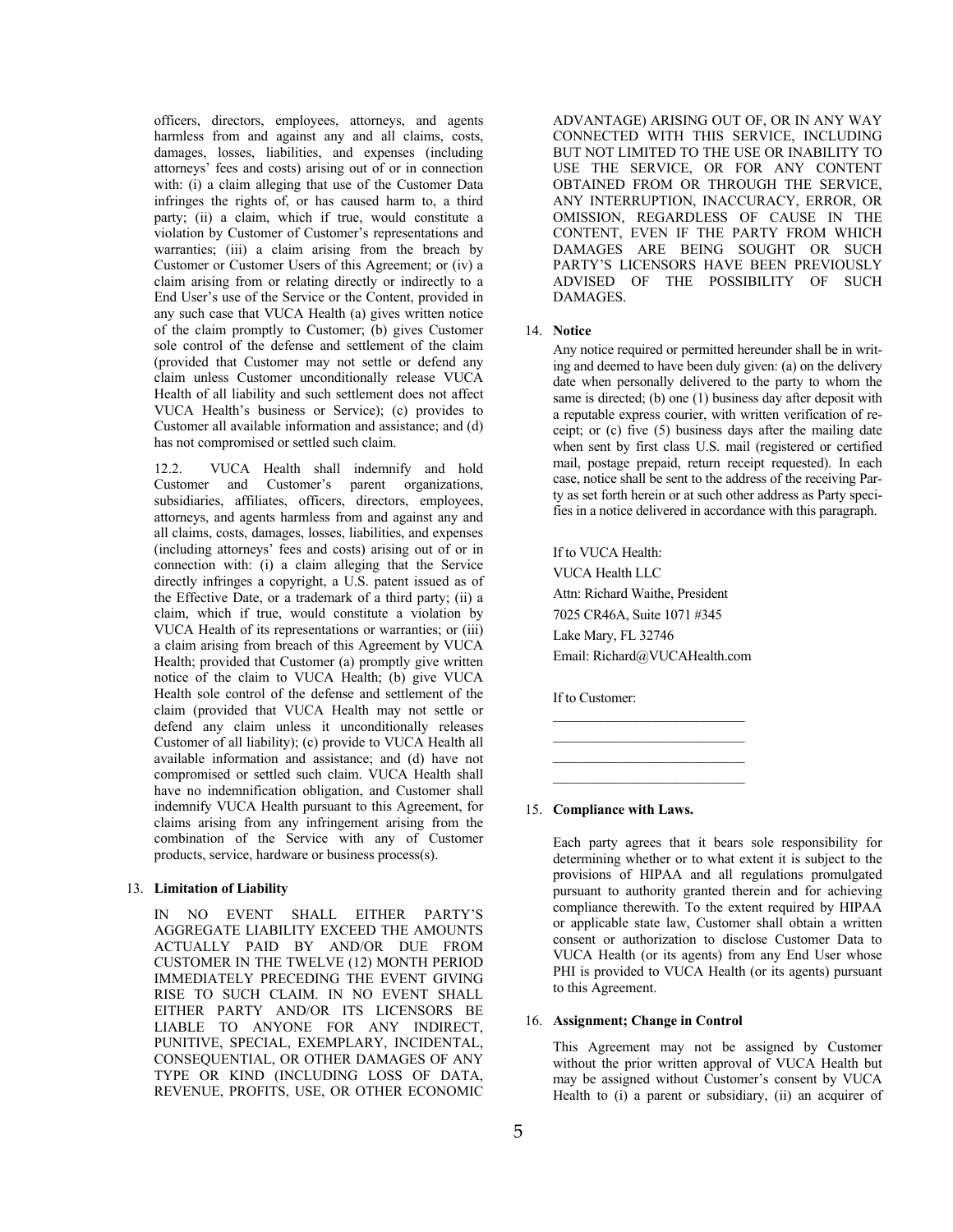officers, directors, employees, attorneys, and agents harmless from and against any and all claims, costs, damages, losses, liabilities, and expenses (including attorneys' fees and costs) arising out of or in connection with: (i) a claim alleging that use of the Customer Data infringes the rights of, or has caused harm to, a third party; (ii) a claim, which if true, would constitute a violation by Customer of Customer's representations and warranties; (iii) a claim arising from the breach by Customer or Customer Users of this Agreement; or (iv) a claim arising from or relating directly or indirectly to a End User's use of the Service or the Content, provided in any such case that VUCA Health (a) gives written notice of the claim promptly to Customer; (b) gives Customer sole control of the defense and settlement of the claim (provided that Customer may not settle or defend any claim unless Customer unconditionally release VUCA Health of all liability and such settlement does not affect VUCA Health's business or Service); (c) provides to Customer all available information and assistance; and (d) has not compromised or settled such claim.

12.2. VUCA Health shall indemnify and hold Customer and Customer's parent organizations, subsidiaries, affiliates, officers, directors, employees, attorneys, and agents harmless from and against any and all claims, costs, damages, losses, liabilities, and expenses (including attorneys' fees and costs) arising out of or in connection with: (i) a claim alleging that the Service directly infringes a copyright, a U.S. patent issued as of the Effective Date, or a trademark of a third party; (ii) a claim, which if true, would constitute a violation by VUCA Health of its representations or warranties; or (iii) a claim arising from breach of this Agreement by VUCA Health; provided that Customer (a) promptly give written notice of the claim to VUCA Health; (b) give VUCA Health sole control of the defense and settlement of the claim (provided that VUCA Health may not settle or defend any claim unless it unconditionally releases Customer of all liability); (c) provide to VUCA Health all available information and assistance; and (d) have not compromised or settled such claim. VUCA Health shall have no indemnification obligation, and Customer shall indemnify VUCA Health pursuant to this Agreement, for claims arising from any infringement arising from the combination of the Service with any of Customer products, service, hardware or business process(s).

13. **Limitation of Liability**

IN NO EVENT SHALL EITHER PARTY'S AGGREGATE LIABILITY EXCEED THE AMOUNTS ACTUALLY PAID BY AND/OR DUE FROM CUSTOMER IN THE TWELVE (12) MONTH PERIOD IMMEDIATELY PRECEDING THE EVENT GIVING RISE TO SUCH CLAIM. IN NO EVENT SHALL EITHER PARTY AND/OR ITS LICENSORS BE LIABLE TO ANYONE FOR ANY INDIRECT, PUNITIVE, SPECIAL, EXEMPLARY, INCIDENTAL, CONSEQUENTIAL, OR OTHER DAMAGES OF ANY TYPE OR KIND (INCLUDING LOSS OF DATA, REVENUE, PROFITS, USE, OR OTHER ECONOMIC ADVANTAGE) ARISING OUT OF, OR IN ANY WAY CONNECTED WITH THIS SERVICE, INCLUDING BUT NOT LIMITED TO THE USE OR INABILITY TO USE THE SERVICE, OR FOR ANY CONTENT OBTAINED FROM OR THROUGH THE SERVICE, ANY INTERRUPTION, INACCURACY, ERROR, OR OMISSION, REGARDLESS OF CAUSE IN THE CONTENT, EVEN IF THE PARTY FROM WHICH DAMAGES ARE BEING SOUGHT OR SUCH PARTY'S LICENSORS HAVE BEEN PREVIOUSLY ADVISED OF THE POSSIBILITY OF SUCH DAMAGES.

14. **Notice**

Any notice required or permitted hereunder shall be in writing and deemed to have been duly given: (a) on the delivery date when personally delivered to the party to whom the same is directed; (b) one (1) business day after deposit with a reputable express courier, with written verification of receipt; or (c) five (5) business days after the mailing date when sent by first class U.S. mail (registered or certified mail, postage prepaid, return receipt requested). In each case, notice shall be sent to the address of the receiving Party as set forth herein or at such other address as Party specifies in a notice delivered in accordance with this paragraph.

If to VUCA Health:
VUCA Health LLC
Attn: Richard Waithe, President
7025 CR46A, Suite 1071 #345
Lake Mary, FL 32746
Email: Richard@VUCAHealth.com

If to Customer:
___________________________
___________________________
___________________________
___________________________

15. **Compliance with Laws.**

Each party agrees that it bears sole responsibility for determining whether or to what extent it is subject to the provisions of HIPAA and all regulations promulgated pursuant to authority granted therein and for achieving compliance therewith. To the extent required by HIPAA or applicable state law, Customer shall obtain a written consent or authorization to disclose Customer Data to VUCA Health (or its agents) from any End User whose PHI is provided to VUCA Health (or its agents) pursuant to this Agreement.

16. **Assignment; Change in Control**

This Agreement may not be assigned by Customer without the prior written approval of VUCA Health but may be assigned without Customer's consent by VUCA Health to (i) a parent or subsidiary, (ii) an acquirer of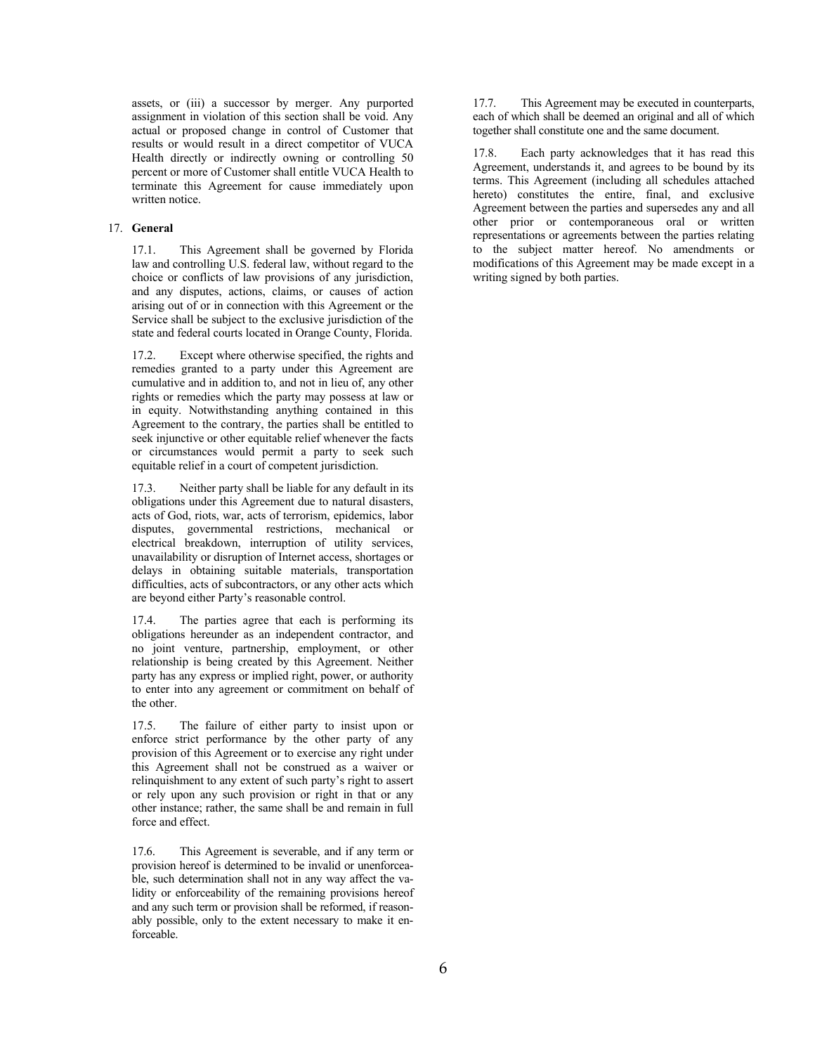assets, or (iii) a successor by merger. Any purported assignment in violation of this section shall be void. Any actual or proposed change in control of Customer that results or would result in a direct competitor of VUCA Health directly or indirectly owning or controlling 50 percent or more of Customer shall entitle VUCA Health to terminate this Agreement for cause immediately upon written notice.

17. **General**

17.1. This Agreement shall be governed by Florida law and controlling U.S. federal law, without regard to the choice or conflicts of law provisions of any jurisdiction, and any disputes, actions, claims, or causes of action arising out of or in connection with this Agreement or the Service shall be subject to the exclusive jurisdiction of the state and federal courts located in Orange County, Florida.

17.2. Except where otherwise specified, the rights and remedies granted to a party under this Agreement are cumulative and in addition to, and not in lieu of, any other rights or remedies which the party may possess at law or in equity. Notwithstanding anything contained in this Agreement to the contrary, the parties shall be entitled to seek injunctive or other equitable relief whenever the facts or circumstances would permit a party to seek such equitable relief in a court of competent jurisdiction.

17.3. Neither party shall be liable for any default in its obligations under this Agreement due to natural disasters, acts of God, riots, war, acts of terrorism, epidemics, labor disputes, governmental restrictions, mechanical or electrical breakdown, interruption of utility services, unavailability or disruption of Internet access, shortages or delays in obtaining suitable materials, transportation difficulties, acts of subcontractors, or any other acts which are beyond either Party's reasonable control.

17.4. The parties agree that each is performing its obligations hereunder as an independent contractor, and no joint venture, partnership, employment, or other relationship is being created by this Agreement. Neither party has any express or implied right, power, or authority to enter into any agreement or commitment on behalf of the other.

17.5. The failure of either party to insist upon or enforce strict performance by the other party of any provision of this Agreement or to exercise any right under this Agreement shall not be construed as a waiver or relinquishment to any extent of such party's right to assert or rely upon any such provision or right in that or any other instance; rather, the same shall be and remain in full force and effect.

17.6. This Agreement is severable, and if any term or provision hereof is determined to be invalid or unenforceable, such determination shall not in any way affect the validity or enforceability of the remaining provisions hereof and any such term or provision shall be reformed, if reasonably possible, only to the extent necessary to make it enforceable.

17.7. This Agreement may be executed in counterparts, each of which shall be deemed an original and all of which together shall constitute one and the same document.

17.8. Each party acknowledges that it has read this Agreement, understands it, and agrees to be bound by its terms. This Agreement (including all schedules attached hereto) constitutes the entire, final, and exclusive Agreement between the parties and supersedes any and all other prior or contemporaneous oral or written representations or agreements between the parties relating to the subject matter hereof. No amendments or modifications of this Agreement may be made except in a writing signed by both parties.